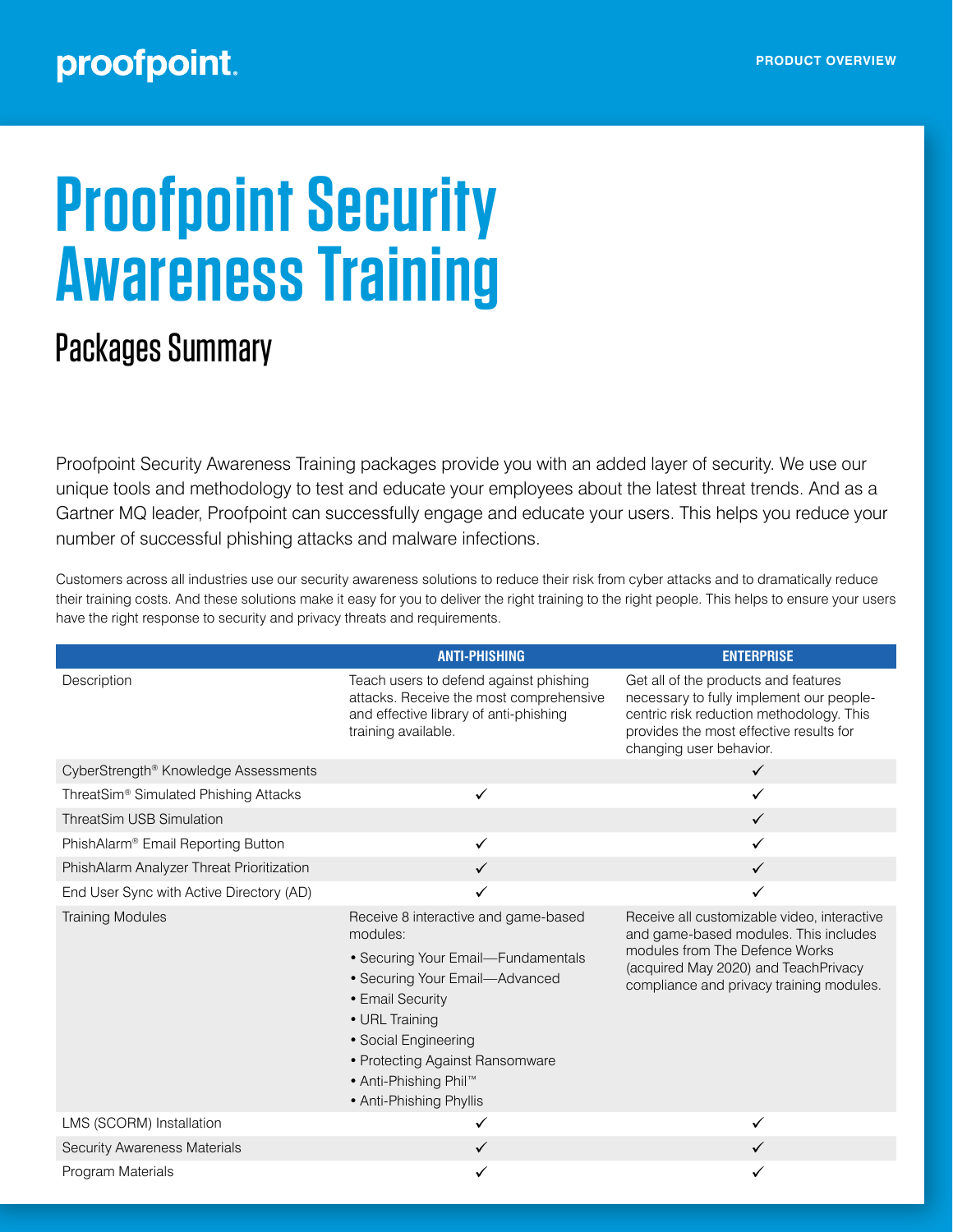# Proofpoint Security Awareness Training

## Packages Summary

Proofpoint Security Awareness Training packages provide you with an added layer of security. We use our unique tools and methodology to test and educate your employees about the latest threat trends. And as a Gartner MQ leader, Proofpoint can successfully engage and educate your users. This helps you reduce your number of successful phishing attacks and malware infections.

Customers across all industries use our security awareness solutions to reduce their risk from cyber attacks and to dramatically reduce their training costs. And these solutions make it easy for you to deliver the right training to the right people. This helps to ensure your users have the right response to security and privacy threats and requirements.

| | ANTI-PHISHING | ENTERPRISE |
|---|---|---|
| Description | Teach users to defend against phishing attacks. Receive the most comprehensive and effective library of anti-phishing training available. | Get all of the products and features necessary to fully implement our people-centric risk reduction methodology. This provides the most effective results for changing user behavior. |
| CyberStrength® Knowledge Assessments | | ✓ |
| ThreatSim® Simulated Phishing Attacks | ✓ | ✓ |
| ThreatSim USB Simulation | | ✓ |
| PhishAlarm® Email Reporting Button | ✓ | ✓ |
| PhishAlarm Analyzer Threat Prioritization | ✓ | ✓ |
| End User Sync with Active Directory (AD) | ✓ | ✓ |
| Training Modules | Receive 8 interactive and game-based modules:<br>• Securing Your Email—Fundamentals<br>• Securing Your Email—Advanced<br>• Email Security<br>• URL Training<br>• Social Engineering<br>• Protecting Against Ransomware<br>• Anti-Phishing Phil™<br>• Anti-Phishing Phyllis | Receive all customizable video, interactive and game-based modules. This includes modules from The Defence Works (acquired May 2020) and TeachPrivacy compliance and privacy training modules. |
| LMS (SCORM) Installation | ✓ | ✓ |
| Security Awareness Materials | ✓ | ✓ |
| Program Materials | ✓ | ✓ |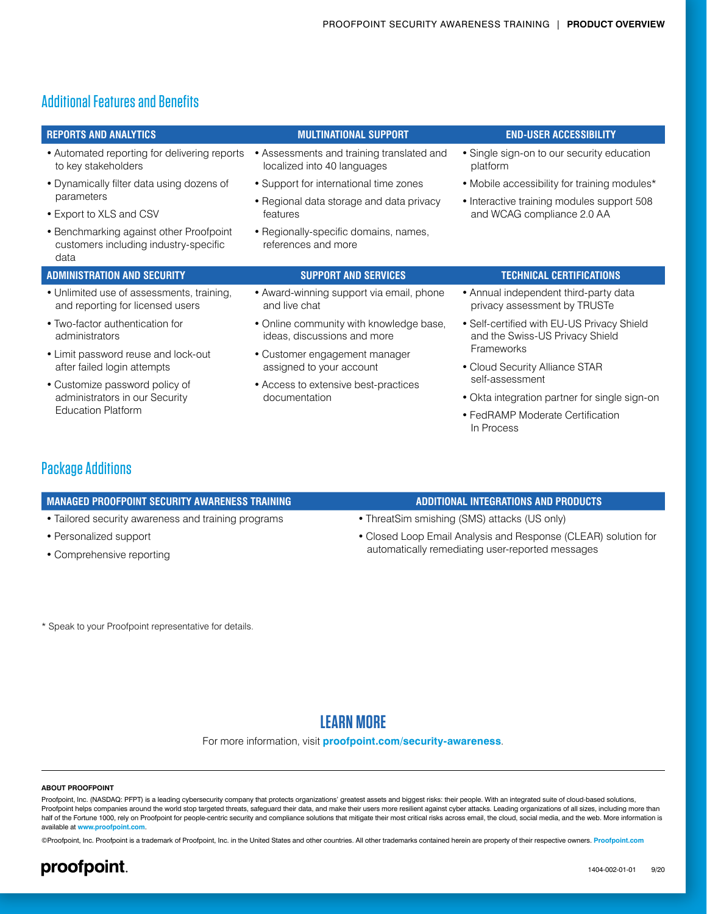## Additional Features and Benefits

### REPORTS AND ANALYTICS

- Automated reporting for delivering reports to key stakeholders
- Dynamically filter data using dozens of parameters
- Export to XLS and CSV
- Benchmarking against other Proofpoint customers including industry-specific data

### MULTINATIONAL SUPPORT

- Assessments and training translated and localized into 40 languages
- Support for international time zones
- Regional data storage and data privacy features
- Regionally-specific domains, names, references and more

### END-USER ACCESSIBILITY

- Single sign-on to our security education platform
- Mobile accessibility for training modules*
- Interactive training modules support 508 and WCAG compliance 2.0 AA

### ADMINISTRATION AND SECURITY

- Unlimited use of assessments, training, and reporting for licensed users
- Two-factor authentication for administrators
- Limit password reuse and lock-out after failed login attempts
- Customize password policy of administrators in our Security Education Platform

### SUPPORT AND SERVICES

- Award-winning support via email, phone and live chat
- Online community with knowledge base, ideas, discussions and more
- Customer engagement manager assigned to your account
- Access to extensive best-practices documentation

### TECHNICAL CERTIFICATIONS

- Annual independent third-party data privacy assessment by TRUSTe
- Self-certified with EU-US Privacy Shield and the Swiss-US Privacy Shield Frameworks
- Cloud Security Alliance STAR self-assessment
- Okta integration partner for single sign-on
- FedRAMP Moderate Certification In Process

## Package Additions

### MANAGED PROOFPOINT SECURITY AWARENESS TRAINING

- Tailored security awareness and training programs
- Personalized support
- Comprehensive reporting

### ADDITIONAL INTEGRATIONS AND PRODUCTS

- ThreatSim smishing (SMS) attacks (US only)
- Closed Loop Email Analysis and Response (CLEAR) solution for automatically remediating user-reported messages

* Speak to your Proofpoint representative for details.

## LEARN MORE

For more information, visit **proofpoint.com/security-awareness**.

**ABOUT PROOFPOINT**

Proofpoint, Inc. (NASDAQ: PFPT) is a leading cybersecurity company that protects organizations' greatest assets and biggest risks: their people. With an integrated suite of cloud-based solutions, Proofpoint helps companies around the world stop targeted threats, safeguard their data, and make their users more resilient against cyber attacks. Leading organizations of all sizes, including more than half of the Fortune 1000, rely on Proofpoint for people-centric security and compliance solutions that mitigate their most critical risks across email, the cloud, social media, and the web. More information is available at **www.proofpoint.com**.

©Proofpoint, Inc. Proofpoint is a trademark of Proofpoint, Inc. in the United States and other countries. All other trademarks contained herein are property of their respective owners. **Proofpoint.com**

proofpoint.

1404-002-01-01 9/20